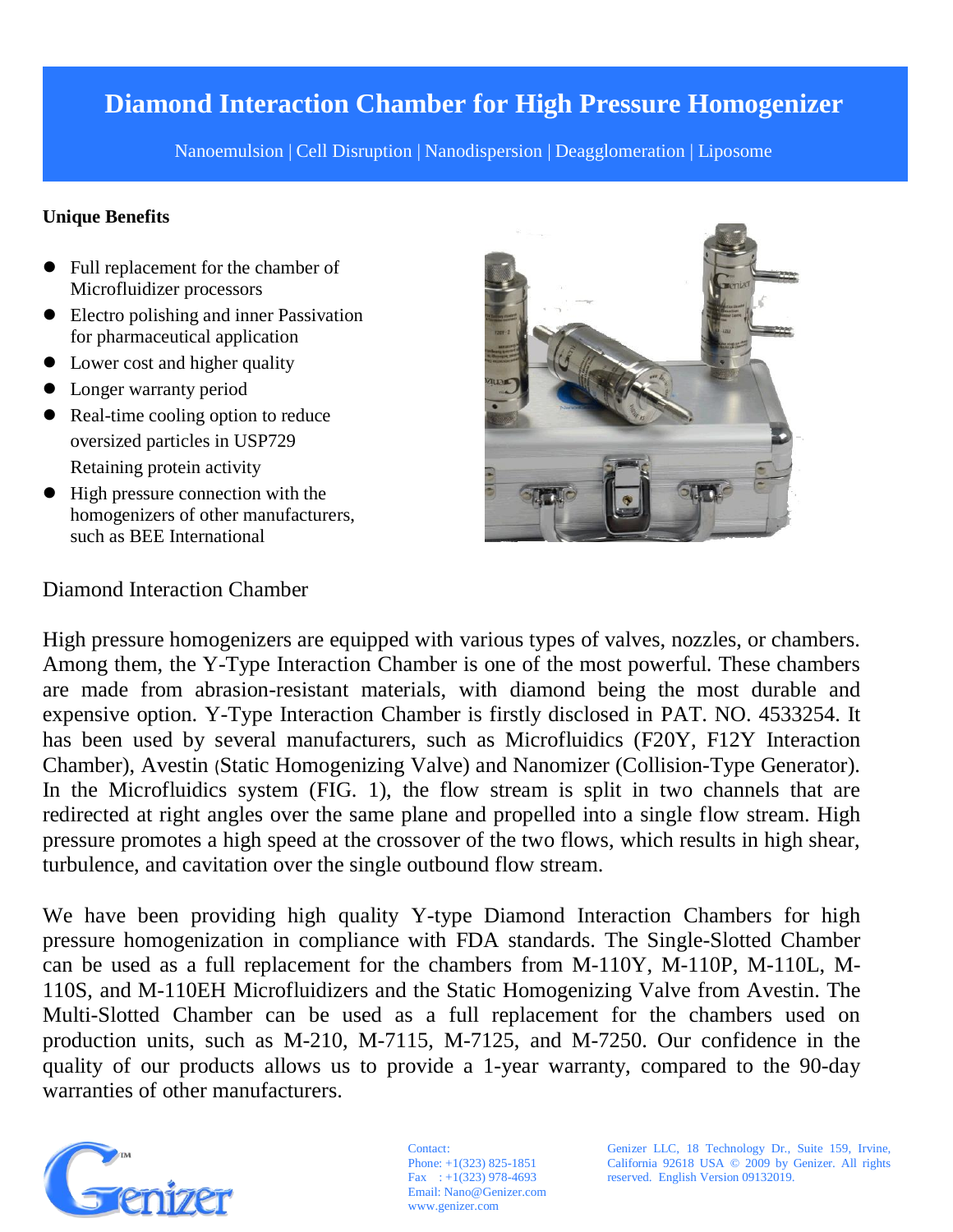# Diamond Interaction Chamber for High Pressure Homogenizer

Nanoemulsion | Cell Disruption | Nanodispersion | Deagglomeration | Liposome

**Unique Benefits**

- Full replacement for the chamber of Microfluidizer processors
- Electro polishing and inner Passivation for pharmaceutical application
- Lower cost and higher quality
- Longer warranty period
- Real-time cooling option to reduce oversized particles in USP729 Retaining protein activity
- High pressure connection with the homogenizers of other manufacturers, such as BEE International

## Diamond Interaction Chamber

High pressure homogenizers are equipped with various types of valves, nozzles, or chambers. Among them, the Y-Type Interaction Chamber is one of the most powerful. These chambers are made from abrasion-resistant materials, with diamond being the most durable and expensive option. Y-Type Interaction Chamber is firstly disclosed in PAT. NO. 4533254. It has been used by several manufacturers, such as Microfluidics (F20Y, F12Y Interaction Chamber), Avestin (Static Homogenizing Valve) and Nanomizer (Collision-Type Generator). In the Microfluidics system (FIG. 1), the flow stream is split in two channels that are redirected at right angles over the same plane and propelled into a single flow stream. High pressure promotes a high speed at the crossover of the two flows, which results in high shear, turbulence, and cavitation over the single outbound flow stream.

We have been providing high quality Y-type Diamond Interaction Chambers for high pressure homogenization in compliance with FDA standards. The Single-Slotted Chamber can be used as a full replacement for the chambers from M-110Y, M-110P, M-110L, M-110S, and M-110EH Microfluidizers and the Static Homogenizing Valve from Avestin. The Multi-Slotted Chamber can be used as a full replacement for the chambers used on production units, such as M-210, M-7115, M-7125, and M-7250. Our confidence in the quality of our products allows us to provide a 1-year warranty, compared to the 90-day warranties of other manufacturers.

Genizer™

Contact:
Phone: +1(323) 825-1851
Fax : +1(323) 978-4693
Email: Nano@Genizer.com
www.genizer.com

Genizer LLC, 18 Technology Dr., Suite 159, Irvine, California 92618 USA © 2009 by Genizer. All rights reserved. English Version 09132019.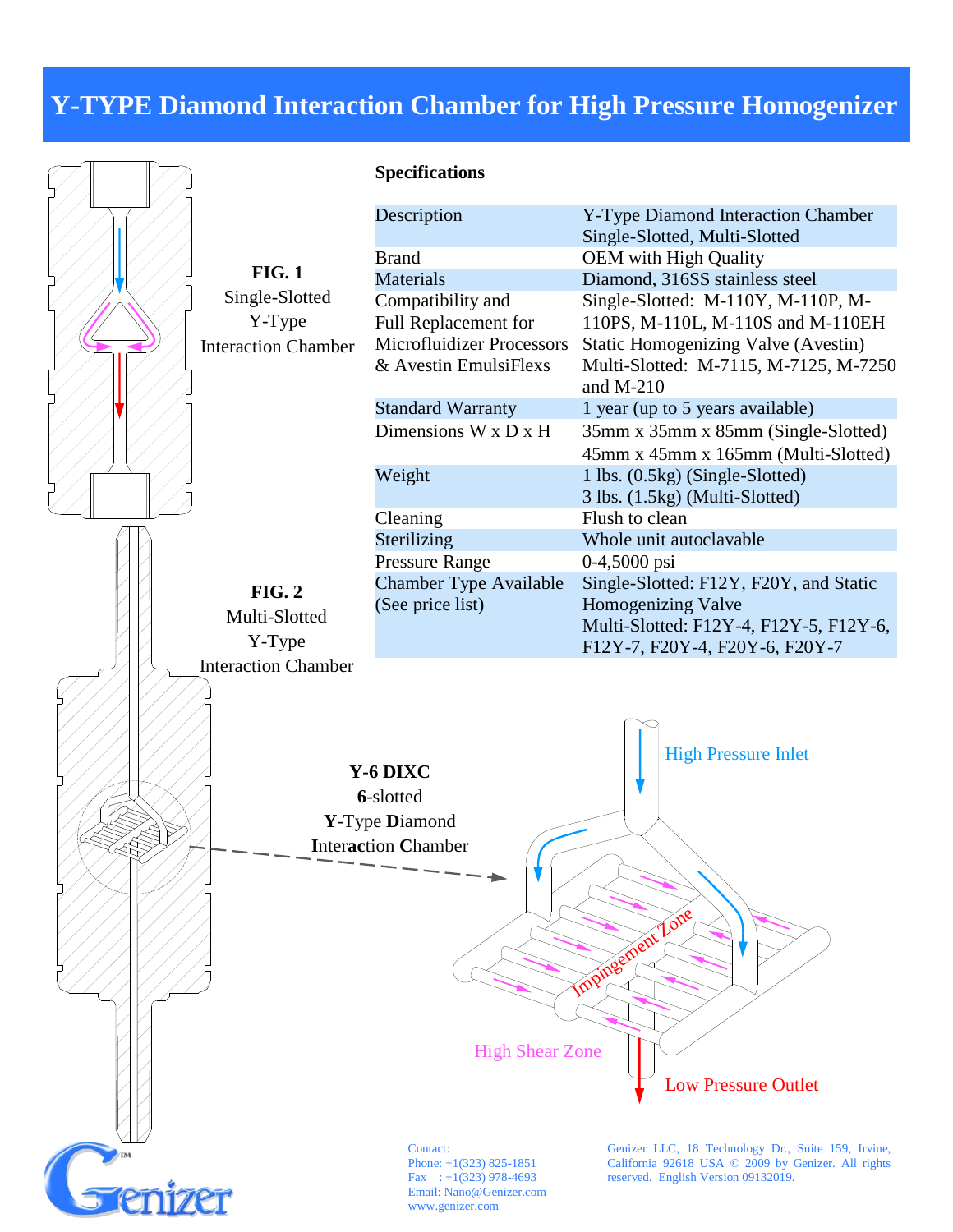# Y-TYPE Diamond Interaction Chamber for High Pressure Homogenizer

**FIG. 1**
Single-Slotted
Y-Type
Interaction Chamber

**FIG. 2**
Multi-Slotted
Y-Type
Interaction Chamber

**Specifications**

| | |
|---|---|
| Description | Y-Type Diamond Interaction Chamber Single-Slotted, Multi-Slotted |
| Brand | OEM with High Quality |
| Materials | Diamond, 316SS stainless steel |
| Compatibility and Full Replacement for Microfluidizer Processors & Avestin EmulsiFlexs | Single-Slotted: M-110Y, M-110P, M-110PS, M-110L, M-110S and M-110EH Static Homogenizing Valve (Avestin) Multi-Slotted: M-7115, M-7125, M-7250 and M-210 |
| Standard Warranty | 1 year (up to 5 years available) |
| Dimensions W x D x H | 35mm x 35mm x 85mm (Single-Slotted) 45mm x 45mm x 165mm (Multi-Slotted) |
| Weight | 1 lbs. (0.5kg) (Single-Slotted) 3 lbs. (1.5kg) (Multi-Slotted) |
| Cleaning | Flush to clean |
| Sterilizing | Whole unit autoclavable |
| Pressure Range | 0-4,5000 psi |
| Chamber Type Available (See price list) | Single-Slotted: F12Y, F20Y, and Static Homogenizing Valve Multi-Slotted: F12Y-4, F12Y-5, F12Y-6, F12Y-7, F20Y-4, F20Y-6, F20Y-7 |

**Y-6 DIXC**
**6**-slotted
**Y**-Type **D**iamond
**I**nter**ac**tion **C**hamber

High Pressure Inlet

Impingement Zone

High Shear Zone

Low Pressure Outlet

Contact:
Phone: +1(323) 825-1851
Fax : +1(323) 978-4693
Email: Nano@Genizer.com
www.genizer.com

Genizer LLC, 18 Technology Dr., Suite 159, Irvine, California 92618 USA © 2009 by Genizer. All rights reserved. English Version 09132019.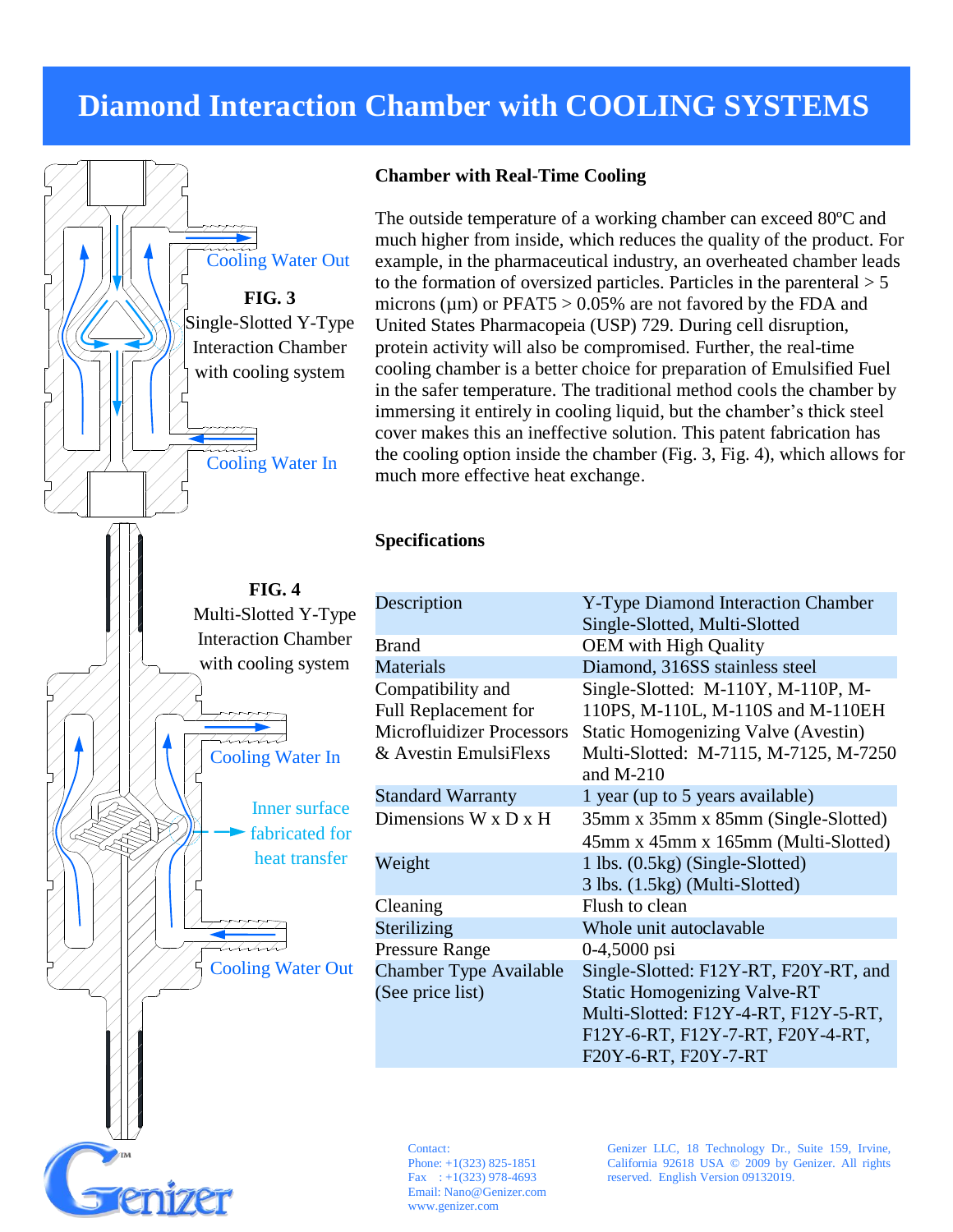# Diamond Interaction Chamber with COOLING SYSTEMS

Cooling Water Out

**FIG. 3**
Single-Slotted Y-Type Interaction Chamber with cooling system

Cooling Water In

**FIG. 4**
Multi-Slotted Y-Type Interaction Chamber with cooling system

Cooling Water In

Inner surface fabricated for heat transfer

Cooling Water Out

### Chamber with Real-Time Cooling

The outside temperature of a working chamber can exceed 80ºC and much higher from inside, which reduces the quality of the product. For example, in the pharmaceutical industry, an overheated chamber leads to the formation of oversized particles. Particles in the parenteral > 5 microns (µm) or PFAT5 > 0.05% are not favored by the FDA and United States Pharmacopeia (USP) 729. During cell disruption, protein activity will also be compromised. Further, the real-time cooling chamber is a better choice for preparation of Emulsified Fuel in the safer temperature. The traditional method cools the chamber by immersing it entirely in cooling liquid, but the chamber's thick steel cover makes this an ineffective solution. This patent fabrication has the cooling option inside the chamber (Fig. 3, Fig. 4), which allows for much more effective heat exchange.

### Specifications

| Description | Y-Type Diamond Interaction Chamber Single-Slotted, Multi-Slotted |
|---|---|
| Brand | OEM with High Quality |
| Materials | Diamond, 316SS stainless steel |
| Compatibility and Full Replacement for Microfluidizer Processors & Avestin EmulsiFlexs | Single-Slotted: M-110Y, M-110P, M-110PS, M-110L, M-110S and M-110EH Static Homogenizing Valve (Avestin) Multi-Slotted: M-7115, M-7125, M-7250 and M-210 |
| Standard Warranty | 1 year (up to 5 years available) |
| Dimensions W x D x H | 35mm x 35mm x 85mm (Single-Slotted) 45mm x 45mm x 165mm (Multi-Slotted) |
| Weight | 1 lbs. (0.5kg) (Single-Slotted) 3 lbs. (1.5kg) (Multi-Slotted) |
| Cleaning | Flush to clean |
| Sterilizing | Whole unit autoclavable |
| Pressure Range | 0-4,5000 psi |
| Chamber Type Available (See price list) | Single-Slotted: F12Y-RT, F20Y-RT, and Static Homogenizing Valve-RT Multi-Slotted: F12Y-4-RT, F12Y-5-RT, F12Y-6-RT, F12Y-7-RT, F20Y-4-RT, F20Y-6-RT, F20Y-7-RT |

Genizer™

Contact:
Phone: +1(323) 825-1851
Fax : +1(323) 978-4693
Email: Nano@Genizer.com
www.genizer.com

Genizer LLC, 18 Technology Dr., Suite 159, Irvine, California 92618 USA © 2009 by Genizer. All rights reserved. English Version 09132019.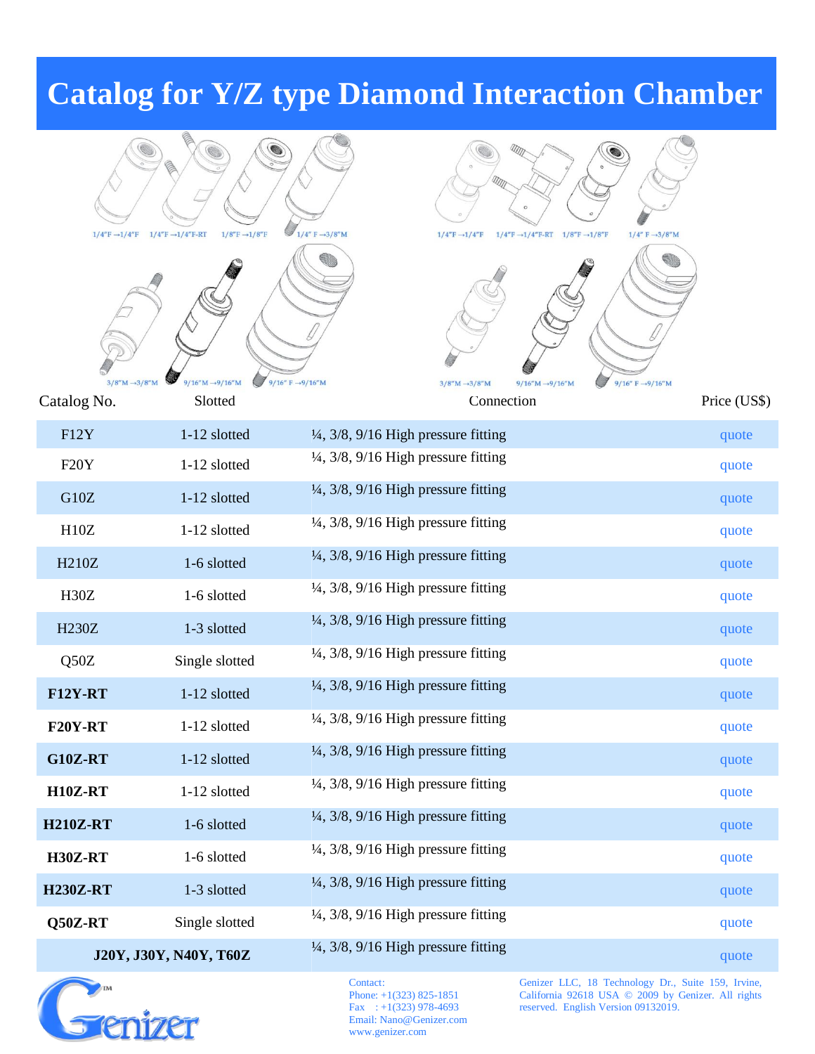# Catalog for Y/Z type Diamond Interaction Chamber

1/4"F→1/4"F 1/4"F→1/4"F-RT 1/8"F→1/8"F 1/4" F→3/8"M

1/4"F→1/4"F 1/4"F→1/4"F-RT 1/8"F→1/8"F 1/4" F→3/8"M

3/8"M→3/8"M 9/16"M→9/16"M 9/16" F→9/16"M

3/8"M→3/8"M 9/16"M→9/16"M 9/16" F→9/16"M

| Catalog No. | Slotted | Connection | Price (US$) |
|---|---|---|---|
| F12Y | 1-12 slotted | ¼, 3/8, 9/16 High pressure fitting | quote |
| F20Y | 1-12 slotted | ¼, 3/8, 9/16 High pressure fitting | quote |
| G10Z | 1-12 slotted | ¼, 3/8, 9/16 High pressure fitting | quote |
| H10Z | 1-12 slotted | ¼, 3/8, 9/16 High pressure fitting | quote |
| H210Z | 1-6 slotted | ¼, 3/8, 9/16 High pressure fitting | quote |
| H30Z | 1-6 slotted | ¼, 3/8, 9/16 High pressure fitting | quote |
| H230Z | 1-3 slotted | ¼, 3/8, 9/16 High pressure fitting | quote |
| Q50Z | Single slotted | ¼, 3/8, 9/16 High pressure fitting | quote |
| **F12Y-RT** | 1-12 slotted | ¼, 3/8, 9/16 High pressure fitting | quote |
| **F20Y-RT** | 1-12 slotted | ¼, 3/8, 9/16 High pressure fitting | quote |
| **G10Z-RT** | 1-12 slotted | ¼, 3/8, 9/16 High pressure fitting | quote |
| **H10Z-RT** | 1-12 slotted | ¼, 3/8, 9/16 High pressure fitting | quote |
| **H210Z-RT** | 1-6 slotted | ¼, 3/8, 9/16 High pressure fitting | quote |
| **H30Z-RT** | 1-6 slotted | ¼, 3/8, 9/16 High pressure fitting | quote |
| **H230Z-RT** | 1-3 slotted | ¼, 3/8, 9/16 High pressure fitting | quote |
| **Q50Z-RT** | Single slotted | ¼, 3/8, 9/16 High pressure fitting | quote |
| **J20Y, J30Y, N40Y, T60Z** | | ¼, 3/8, 9/16 High pressure fitting | quote |

Genizer™

Contact:
Phone: +1(323) 825-1851
Fax : +1(323) 978-4693
Email: Nano@Genizer.com
www.genizer.com

Genizer LLC, 18 Technology Dr., Suite 159, Irvine, California 92618 USA © 2009 by Genizer. All rights reserved. English Version 09132019.